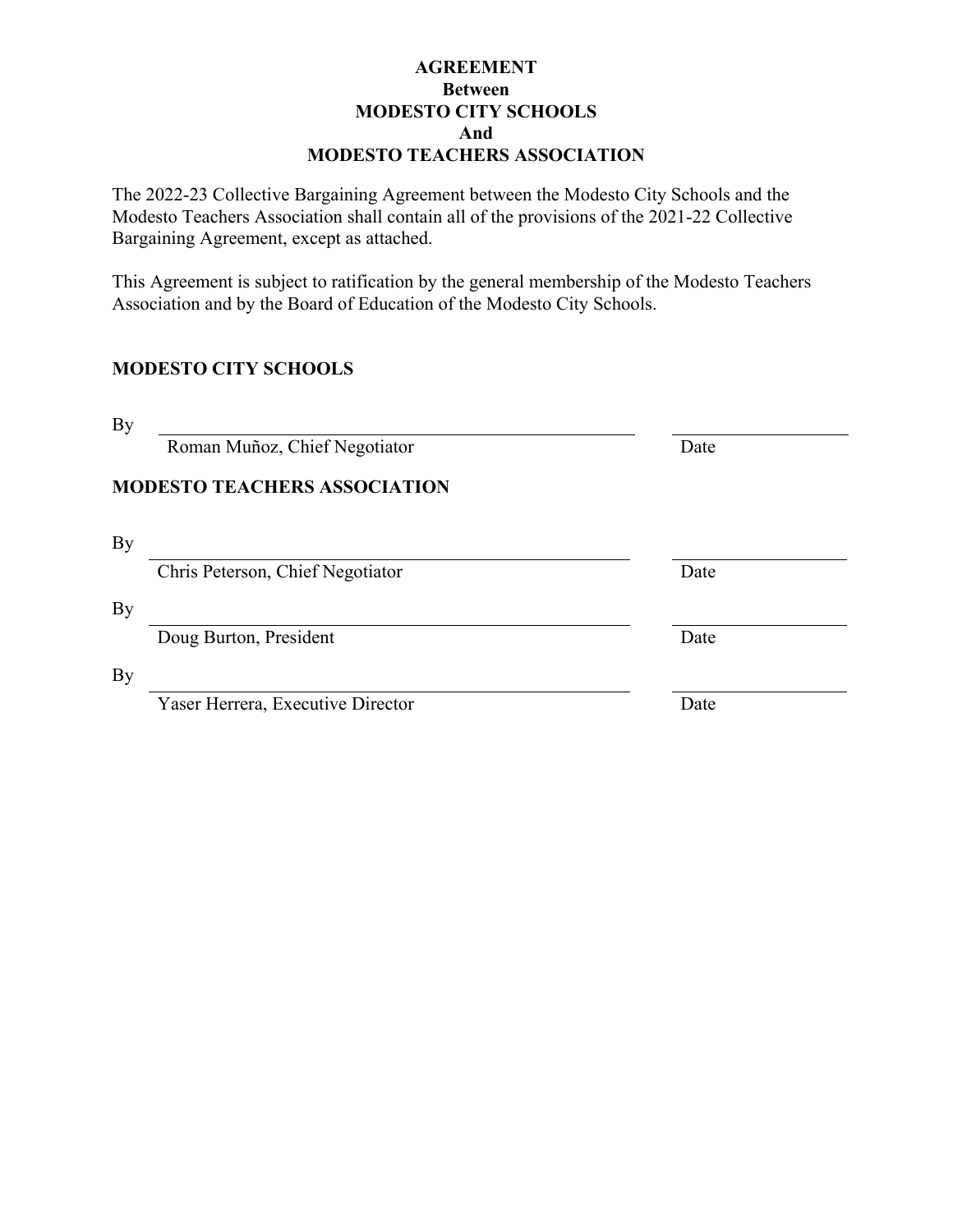**AGREEMENT**
**Between**
**MODESTO CITY SCHOOLS**
**And**
**MODESTO TEACHERS ASSOCIATION**

The 2022-23 Collective Bargaining Agreement between the Modesto City Schools and the Modesto Teachers Association shall contain all of the provisions of the 2021-22 Collective Bargaining Agreement, except as attached.

This Agreement is subject to ratification by the general membership of the Modesto Teachers Association and by the Board of Education of the Modesto City Schools.

**MODESTO CITY SCHOOLS**

By \_\_\_\_\_\_\_\_\_\_\_\_\_\_\_\_\_\_\_\_\_\_\_\_\_\_\_\_\_\_\_\_\_\_\_\_\_\_\_\_ \_\_\_\_\_\_\_\_\_\_\_\_\_\_\_\_
Roman Muñoz, Chief Negotiator — Date

**MODESTO TEACHERS ASSOCIATION**

By \_\_\_\_\_\_\_\_\_\_\_\_\_\_\_\_\_\_\_\_\_\_\_\_\_\_\_\_\_\_\_\_\_\_\_\_\_\_\_\_ \_\_\_\_\_\_\_\_\_\_\_\_\_\_\_\_
Chris Peterson, Chief Negotiator — Date

By \_\_\_\_\_\_\_\_\_\_\_\_\_\_\_\_\_\_\_\_\_\_\_\_\_\_\_\_\_\_\_\_\_\_\_\_\_\_\_\_ \_\_\_\_\_\_\_\_\_\_\_\_\_\_\_\_
Doug Burton, President — Date

By \_\_\_\_\_\_\_\_\_\_\_\_\_\_\_\_\_\_\_\_\_\_\_\_\_\_\_\_\_\_\_\_\_\_\_\_\_\_\_\_ \_\_\_\_\_\_\_\_\_\_\_\_\_\_\_\_
Yaser Herrera, Executive Director — Date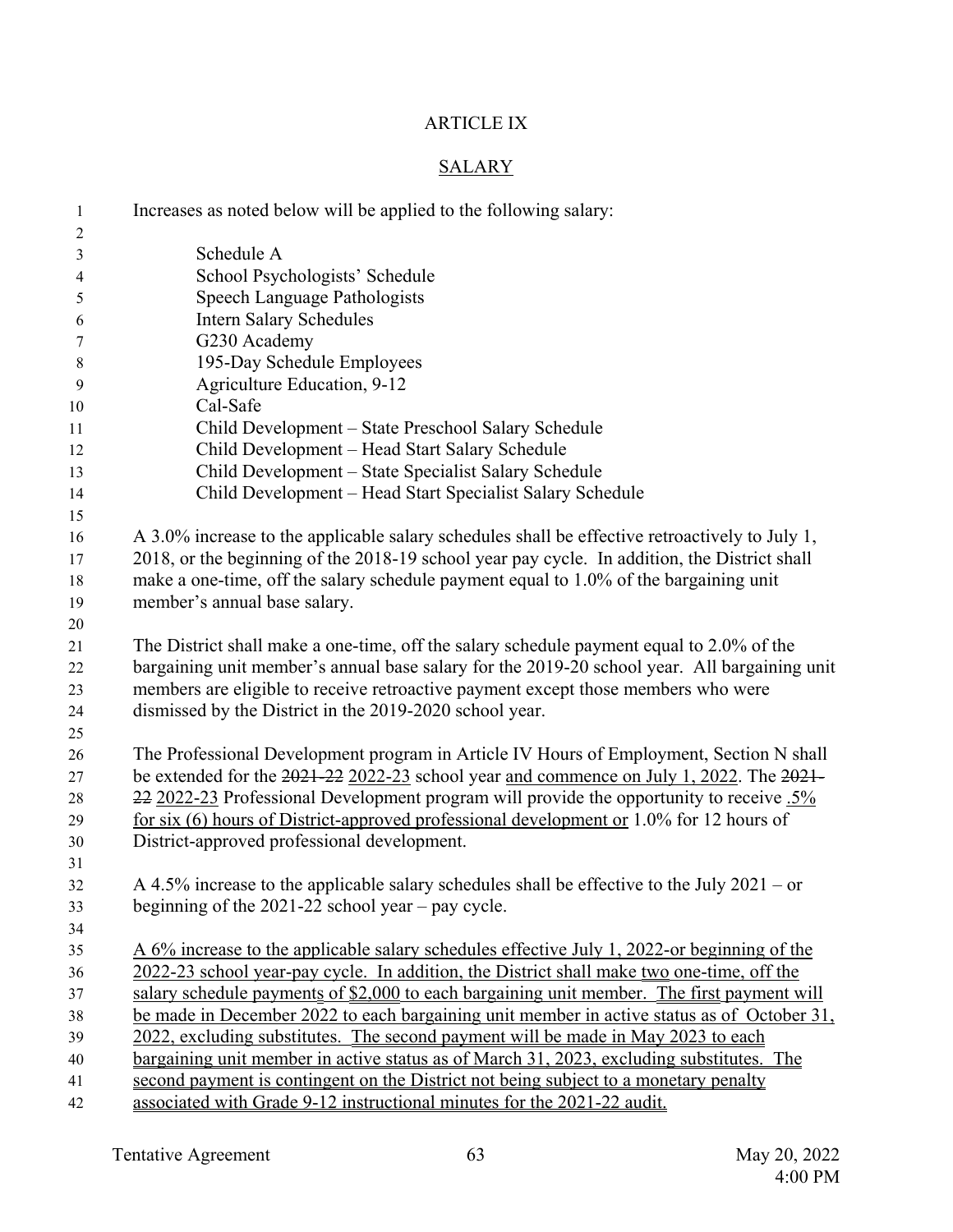# ARTICLE IX

## SALARY

Increases as noted below will be applied to the following salary:

- Schedule A
- School Psychologists' Schedule
- Speech Language Pathologists
- Intern Salary Schedules
- G230 Academy
- 195-Day Schedule Employees
- Agriculture Education, 9-12
- Cal-Safe
- Child Development – State Preschool Salary Schedule
- Child Development – Head Start Salary Schedule
- Child Development – State Specialist Salary Schedule
- Child Development – Head Start Specialist Salary Schedule

A 3.0% increase to the applicable salary schedules shall be effective retroactively to July 1, 2018, or the beginning of the 2018-19 school year pay cycle. In addition, the District shall make a one-time, off the salary schedule payment equal to 1.0% of the bargaining unit member's annual base salary.

The District shall make a one-time, off the salary schedule payment equal to 2.0% of the bargaining unit member's annual base salary for the 2019-20 school year. All bargaining unit members are eligible to receive retroactive payment except those members who were dismissed by the District in the 2019-2020 school year.

The Professional Development program in Article IV Hours of Employment, Section N shall be extended for the ~~2021-22~~ 2022-23 school year and commence on July 1, 2022. The ~~2021-22~~ 2022-23 Professional Development program will provide the opportunity to receive .5% for six (6) hours of District-approved professional development or 1.0% for 12 hours of District-approved professional development.

A 4.5% increase to the applicable salary schedules shall be effective to the July 2021 – or beginning of the 2021-22 school year – pay cycle.

A 6% increase to the applicable salary schedules effective July 1, 2022-or beginning of the 2022-23 school year-pay cycle. In addition, the District shall make two one-time, off the salary schedule payments of $2,000 to each bargaining unit member. The first payment will be made in December 2022 to each bargaining unit member in active status as of October 31, 2022, excluding substitutes. The second payment will be made in May 2023 to each bargaining unit member in active status as of March 31, 2023, excluding substitutes. The second payment is contingent on the District not being subject to a monetary penalty associated with Grade 9-12 instructional minutes for the 2021-22 audit.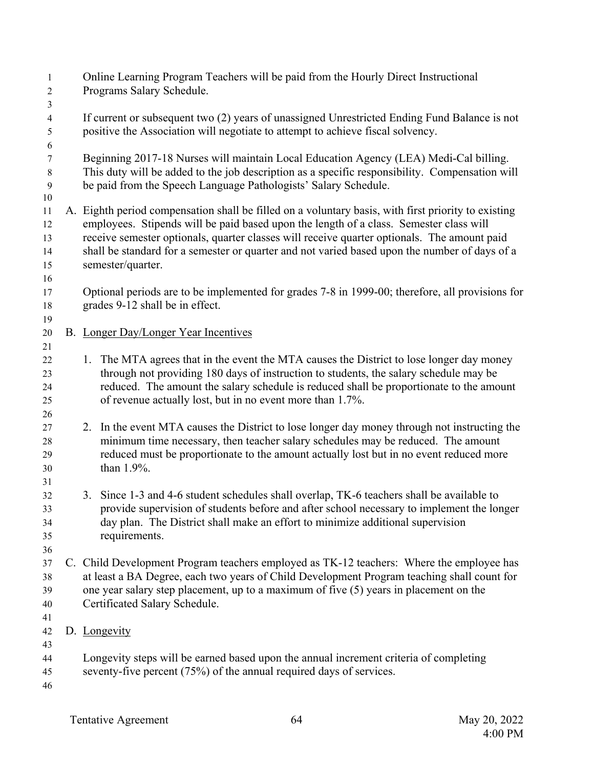Online Learning Program Teachers will be paid from the Hourly Direct Instructional Programs Salary Schedule.

If current or subsequent two (2) years of unassigned Unrestricted Ending Fund Balance is not positive the Association will negotiate to attempt to achieve fiscal solvency.

Beginning 2017-18 Nurses will maintain Local Education Agency (LEA) Medi-Cal billing. This duty will be added to the job description as a specific responsibility. Compensation will be paid from the Speech Language Pathologists' Salary Schedule.

A. Eighth period compensation shall be filled on a voluntary basis, with first priority to existing employees. Stipends will be paid based upon the length of a class. Semester class will receive semester optionals, quarter classes will receive quarter optionals. The amount paid shall be standard for a semester or quarter and not varied based upon the number of days of a semester/quarter.

   Optional periods are to be implemented for grades 7-8 in 1999-00; therefore, all provisions for grades 9-12 shall be in effect.

B. <u>Longer Day/Longer Year Incentives</u>

   1. The MTA agrees that in the event the MTA causes the District to lose longer day money through not providing 180 days of instruction to students, the salary schedule may be reduced. The amount the salary schedule is reduced shall be proportionate to the amount of revenue actually lost, but in no event more than 1.7%.

   2. In the event MTA causes the District to lose longer day money through not instructing the minimum time necessary, then teacher salary schedules may be reduced. The amount reduced must be proportionate to the amount actually lost but in no event reduced more than 1.9%.

   3. Since 1-3 and 4-6 student schedules shall overlap, TK-6 teachers shall be available to provide supervision of students before and after school necessary to implement the longer day plan. The District shall make an effort to minimize additional supervision requirements.

C. Child Development Program teachers employed as TK-12 teachers: Where the employee has at least a BA Degree, each two years of Child Development Program teaching shall count for one year salary step placement, up to a maximum of five (5) years in placement on the Certificated Salary Schedule.

D. <u>Longevity</u>

   Longevity steps will be earned based upon the annual increment criteria of completing seventy-five percent (75%) of the annual required days of services.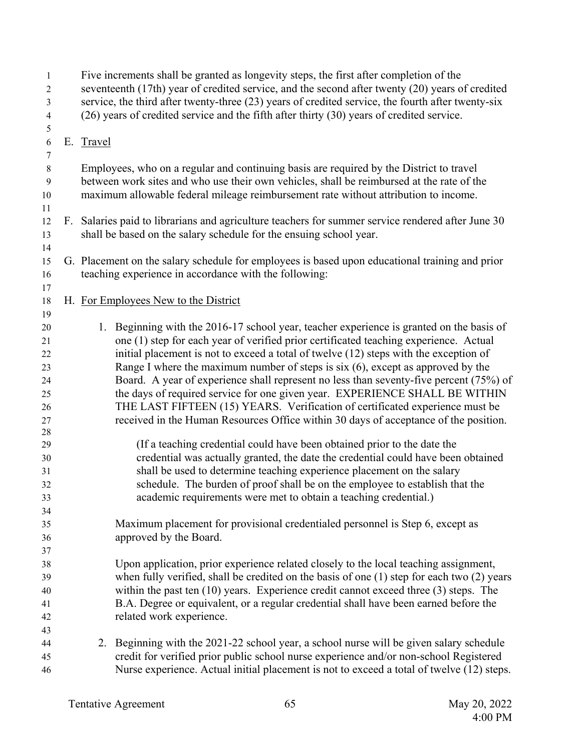Five increments shall be granted as longevity steps, the first after completion of the seventeenth (17th) year of credited service, and the second after twenty (20) years of credited service, the third after twenty-three (23) years of credited service, the fourth after twenty-six (26) years of credited service and the fifth after thirty (30) years of credited service.

E. <u>Travel</u>

Employees, who on a regular and continuing basis are required by the District to travel between work sites and who use their own vehicles, shall be reimbursed at the rate of the maximum allowable federal mileage reimbursement rate without attribution to income.

F. Salaries paid to librarians and agriculture teachers for summer service rendered after June 30 shall be based on the salary schedule for the ensuing school year.

G. Placement on the salary schedule for employees is based upon educational training and prior teaching experience in accordance with the following:

H. <u>For Employees New to the District</u>

1. Beginning with the 2016-17 school year, teacher experience is granted on the basis of one (1) step for each year of verified prior certificated teaching experience. Actual initial placement is not to exceed a total of twelve (12) steps with the exception of Range I where the maximum number of steps is six (6), except as approved by the Board. A year of experience shall represent no less than seventy-five percent (75%) of the days of required service for one given year. EXPERIENCE SHALL BE WITHIN THE LAST FIFTEEN (15) YEARS. Verification of certificated experience must be received in the Human Resources Office within 30 days of acceptance of the position.

   (If a teaching credential could have been obtained prior to the date the credential was actually granted, the date the credential could have been obtained shall be used to determine teaching experience placement on the salary schedule. The burden of proof shall be on the employee to establish that the academic requirements were met to obtain a teaching credential.)

   Maximum placement for provisional credentialed personnel is Step 6, except as approved by the Board.

   Upon application, prior experience related closely to the local teaching assignment, when fully verified, shall be credited on the basis of one (1) step for each two (2) years within the past ten (10) years. Experience credit cannot exceed three (3) steps. The B.A. Degree or equivalent, or a regular credential shall have been earned before the related work experience.

2. Beginning with the 2021-22 school year, a school nurse will be given salary schedule credit for verified prior public school nurse experience and/or non-school Registered Nurse experience. Actual initial placement is not to exceed a total of twelve (12) steps.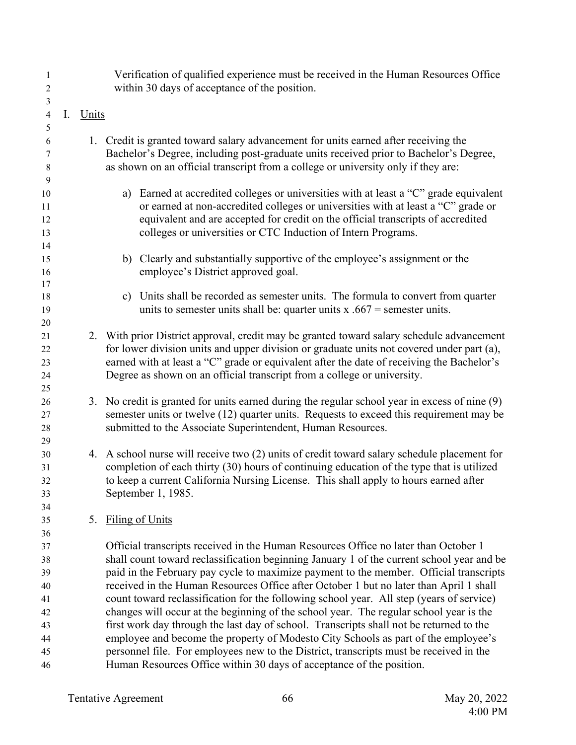Verification of qualified experience must be received in the Human Resources Office within 30 days of acceptance of the position.

I. Units

1. Credit is granted toward salary advancement for units earned after receiving the Bachelor's Degree, including post-graduate units received prior to Bachelor's Degree, as shown on an official transcript from a college or university only if they are:

   a) Earned at accredited colleges or universities with at least a "C" grade equivalent or earned at non-accredited colleges or universities with at least a "C" grade or equivalent and are accepted for credit on the official transcripts of accredited colleges or universities or CTC Induction of Intern Programs.

   b) Clearly and substantially supportive of the employee's assignment or the employee's District approved goal.

   c) Units shall be recorded as semester units. The formula to convert from quarter units to semester units shall be: quarter units x .667 = semester units.

2. With prior District approval, credit may be granted toward salary schedule advancement for lower division units and upper division or graduate units not covered under part (a), earned with at least a "C" grade or equivalent after the date of receiving the Bachelor's Degree as shown on an official transcript from a college or university.

3. No credit is granted for units earned during the regular school year in excess of nine (9) semester units or twelve (12) quarter units. Requests to exceed this requirement may be submitted to the Associate Superintendent, Human Resources.

4. A school nurse will receive two (2) units of credit toward salary schedule placement for completion of each thirty (30) hours of continuing education of the type that is utilized to keep a current California Nursing License. This shall apply to hours earned after September 1, 1985.

5. Filing of Units

   Official transcripts received in the Human Resources Office no later than October 1 shall count toward reclassification beginning January 1 of the current school year and be paid in the February pay cycle to maximize payment to the member. Official transcripts received in the Human Resources Office after October 1 but no later than April 1 shall count toward reclassification for the following school year. All step (years of service) changes will occur at the beginning of the school year. The regular school year is the first work day through the last day of school. Transcripts shall not be returned to the employee and become the property of Modesto City Schools as part of the employee's personnel file. For employees new to the District, transcripts must be received in the Human Resources Office within 30 days of acceptance of the position.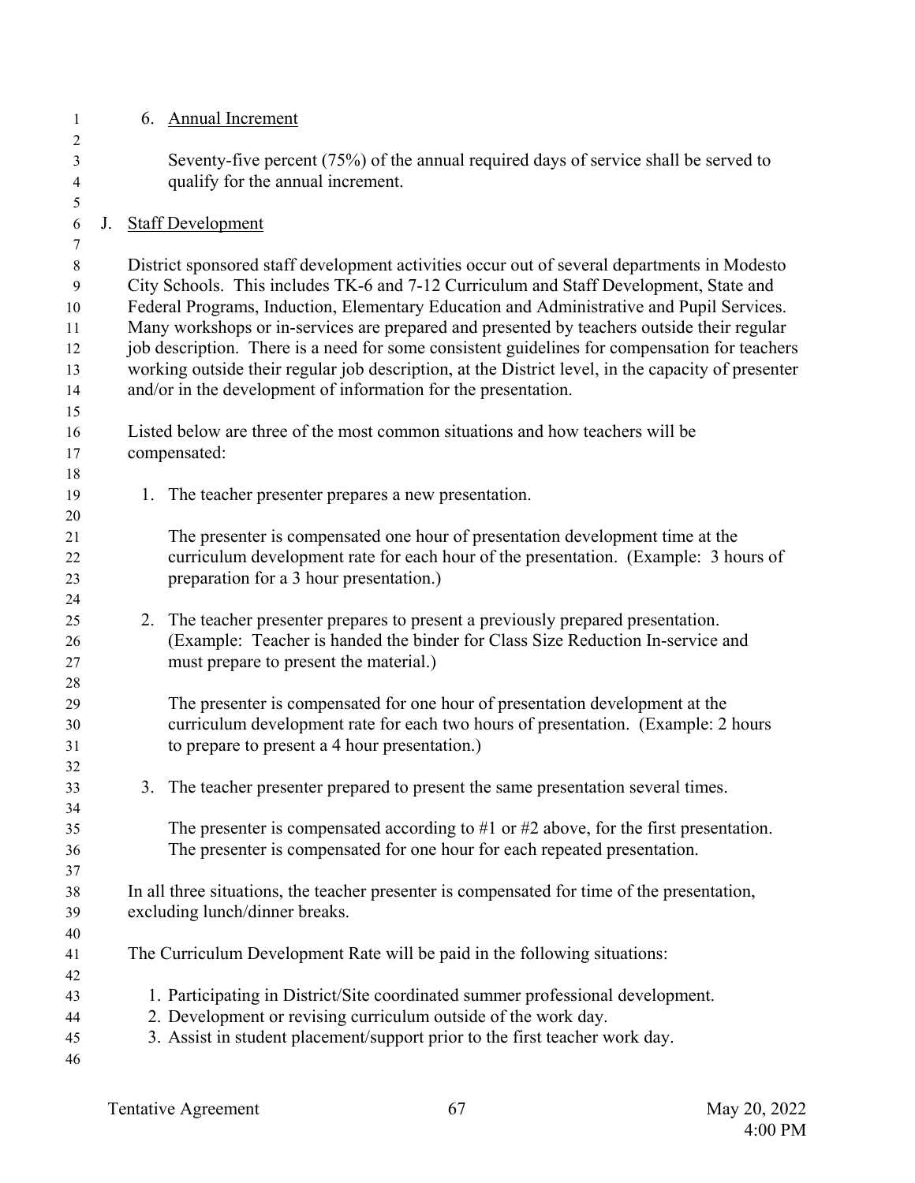6. Annual Increment

   Seventy-five percent (75%) of the annual required days of service shall be served to qualify for the annual increment.

J. Staff Development

District sponsored staff development activities occur out of several departments in Modesto City Schools. This includes TK-6 and 7-12 Curriculum and Staff Development, State and Federal Programs, Induction, Elementary Education and Administrative and Pupil Services. Many workshops or in-services are prepared and presented by teachers outside their regular job description. There is a need for some consistent guidelines for compensation for teachers working outside their regular job description, at the District level, in the capacity of presenter and/or in the development of information for the presentation.

Listed below are three of the most common situations and how teachers will be compensated:

1. The teacher presenter prepares a new presentation.

   The presenter is compensated one hour of presentation development time at the curriculum development rate for each hour of the presentation. (Example: 3 hours of preparation for a 3 hour presentation.)

2. The teacher presenter prepares to present a previously prepared presentation. (Example: Teacher is handed the binder for Class Size Reduction In-service and must prepare to present the material.)

   The presenter is compensated for one hour of presentation development at the curriculum development rate for each two hours of presentation. (Example: 2 hours to prepare to present a 4 hour presentation.)

3. The teacher presenter prepared to present the same presentation several times.

   The presenter is compensated according to #1 or #2 above, for the first presentation. The presenter is compensated for one hour for each repeated presentation.

In all three situations, the teacher presenter is compensated for time of the presentation, excluding lunch/dinner breaks.

The Curriculum Development Rate will be paid in the following situations:

1. Participating in District/Site coordinated summer professional development.
2. Development or revising curriculum outside of the work day.
3. Assist in student placement/support prior to the first teacher work day.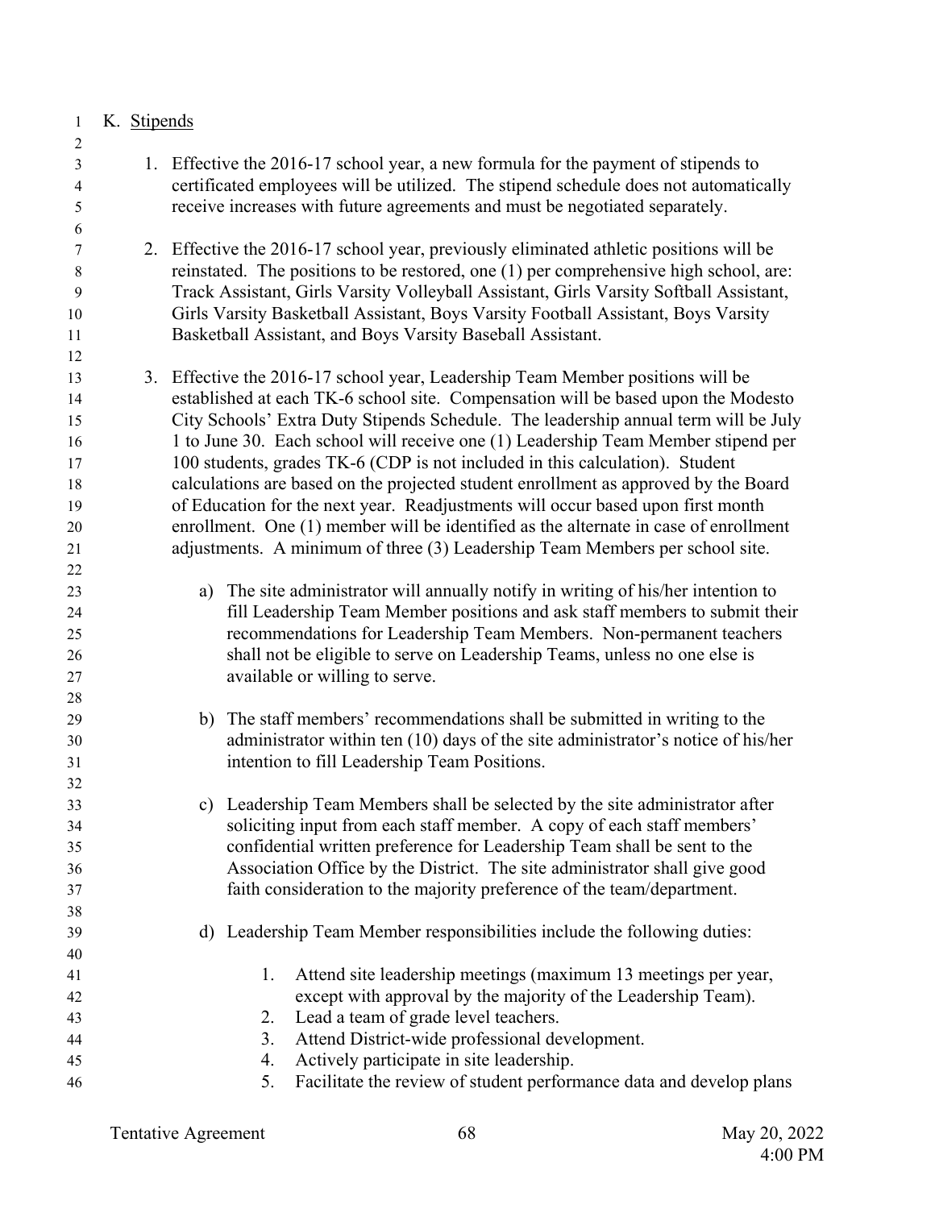K. Stipends

1. Effective the 2016-17 school year, a new formula for the payment of stipends to certificated employees will be utilized. The stipend schedule does not automatically receive increases with future agreements and must be negotiated separately.

2. Effective the 2016-17 school year, previously eliminated athletic positions will be reinstated. The positions to be restored, one (1) per comprehensive high school, are: Track Assistant, Girls Varsity Volleyball Assistant, Girls Varsity Softball Assistant, Girls Varsity Basketball Assistant, Boys Varsity Football Assistant, Boys Varsity Basketball Assistant, and Boys Varsity Baseball Assistant.

3. Effective the 2016-17 school year, Leadership Team Member positions will be established at each TK-6 school site. Compensation will be based upon the Modesto City Schools' Extra Duty Stipends Schedule. The leadership annual term will be July 1 to June 30. Each school will receive one (1) Leadership Team Member stipend per 100 students, grades TK-6 (CDP is not included in this calculation). Student calculations are based on the projected student enrollment as approved by the Board of Education for the next year. Readjustments will occur based upon first month enrollment. One (1) member will be identified as the alternate in case of enrollment adjustments. A minimum of three (3) Leadership Team Members per school site.

   a) The site administrator will annually notify in writing of his/her intention to fill Leadership Team Member positions and ask staff members to submit their recommendations for Leadership Team Members. Non-permanent teachers shall not be eligible to serve on Leadership Teams, unless no one else is available or willing to serve.

   b) The staff members' recommendations shall be submitted in writing to the administrator within ten (10) days of the site administrator's notice of his/her intention to fill Leadership Team Positions.

   c) Leadership Team Members shall be selected by the site administrator after soliciting input from each staff member. A copy of each staff members' confidential written preference for Leadership Team shall be sent to the Association Office by the District. The site administrator shall give good faith consideration to the majority preference of the team/department.

   d) Leadership Team Member responsibilities include the following duties:

      1. Attend site leadership meetings (maximum 13 meetings per year, except with approval by the majority of the Leadership Team).
      2. Lead a team of grade level teachers.
      3. Attend District-wide professional development.
      4. Actively participate in site leadership.
      5. Facilitate the review of student performance data and develop plans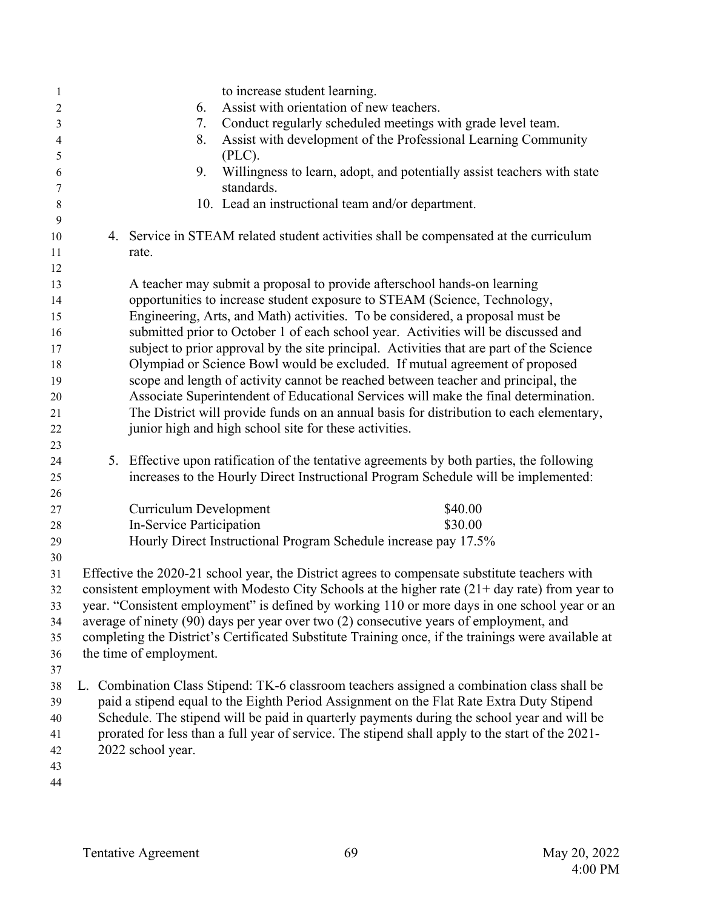to increase student learning.

6. Assist with orientation of new teachers.
7. Conduct regularly scheduled meetings with grade level team.
8. Assist with development of the Professional Learning Community (PLC).
9. Willingness to learn, adopt, and potentially assist teachers with state standards.
10. Lead an instructional team and/or department.

4. Service in STEAM related student activities shall be compensated at the curriculum rate.

   A teacher may submit a proposal to provide afterschool hands-on learning opportunities to increase student exposure to STEAM (Science, Technology, Engineering, Arts, and Math) activities. To be considered, a proposal must be submitted prior to October 1 of each school year. Activities will be discussed and subject to prior approval by the site principal. Activities that are part of the Science Olympiad or Science Bowl would be excluded. If mutual agreement of proposed scope and length of activity cannot be reached between teacher and principal, the Associate Superintendent of Educational Services will make the final determination. The District will provide funds on an annual basis for distribution to each elementary, junior high and high school site for these activities.

5. Effective upon ratification of the tentative agreements by both parties, the following increases to the Hourly Direct Instructional Program Schedule will be implemented:

| | |
|---|---|
| Curriculum Development | \$40.00 |
| In-Service Participation | \$30.00 |

   Hourly Direct Instructional Program Schedule increase pay 17.5%

Effective the 2020-21 school year, the District agrees to compensate substitute teachers with consistent employment with Modesto City Schools at the higher rate (21+ day rate) from year to year. "Consistent employment" is defined by working 110 or more days in one school year or an average of ninety (90) days per year over two (2) consecutive years of employment, and completing the District's Certificated Substitute Training once, if the trainings were available at the time of employment.

L. Combination Class Stipend: TK-6 classroom teachers assigned a combination class shall be paid a stipend equal to the Eighth Period Assignment on the Flat Rate Extra Duty Stipend Schedule. The stipend will be paid in quarterly payments during the school year and will be prorated for less than a full year of service. The stipend shall apply to the start of the 2021-2022 school year.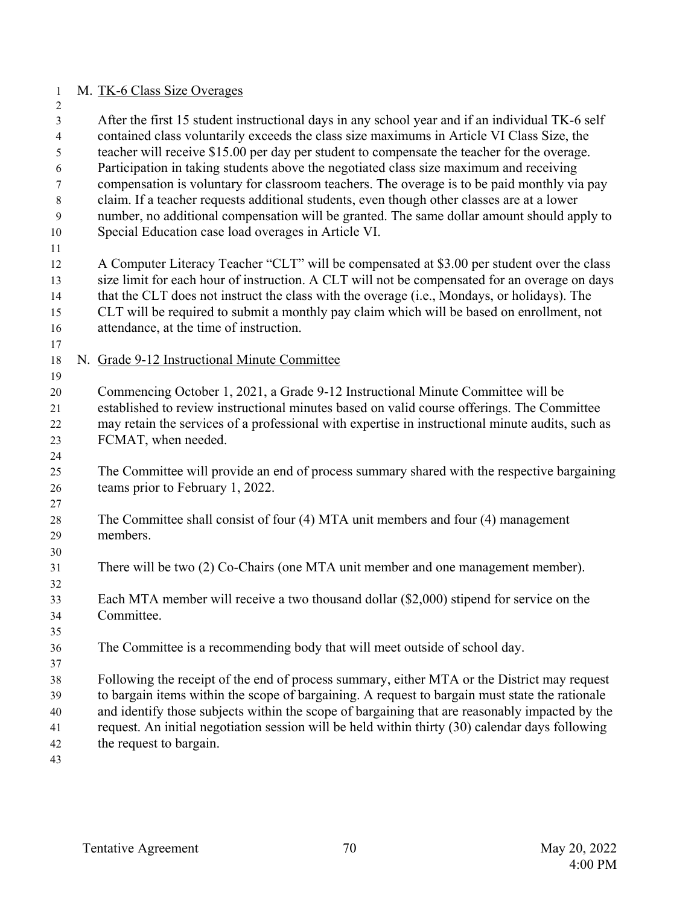M. TK-6 Class Size Overages

After the first 15 student instructional days in any school year and if an individual TK-6 self contained class voluntarily exceeds the class size maximums in Article VI Class Size, the teacher will receive $15.00 per day per student to compensate the teacher for the overage. Participation in taking students above the negotiated class size maximum and receiving compensation is voluntary for classroom teachers. The overage is to be paid monthly via pay claim. If a teacher requests additional students, even though other classes are at a lower number, no additional compensation will be granted. The same dollar amount should apply to Special Education case load overages in Article VI.

A Computer Literacy Teacher "CLT" will be compensated at $3.00 per student over the class size limit for each hour of instruction. A CLT will not be compensated for an overage on days that the CLT does not instruct the class with the overage (i.e., Mondays, or holidays). The CLT will be required to submit a monthly pay claim which will be based on enrollment, not attendance, at the time of instruction.

N. Grade 9-12 Instructional Minute Committee

Commencing October 1, 2021, a Grade 9-12 Instructional Minute Committee will be established to review instructional minutes based on valid course offerings. The Committee may retain the services of a professional with expertise in instructional minute audits, such as FCMAT, when needed.

The Committee will provide an end of process summary shared with the respective bargaining teams prior to February 1, 2022.

The Committee shall consist of four (4) MTA unit members and four (4) management members.

There will be two (2) Co-Chairs (one MTA unit member and one management member).

Each MTA member will receive a two thousand dollar ($2,000) stipend for service on the Committee.

The Committee is a recommending body that will meet outside of school day.

Following the receipt of the end of process summary, either MTA or the District may request to bargain items within the scope of bargaining. A request to bargain must state the rationale and identify those subjects within the scope of bargaining that are reasonably impacted by the request. An initial negotiation session will be held within thirty (30) calendar days following the request to bargain.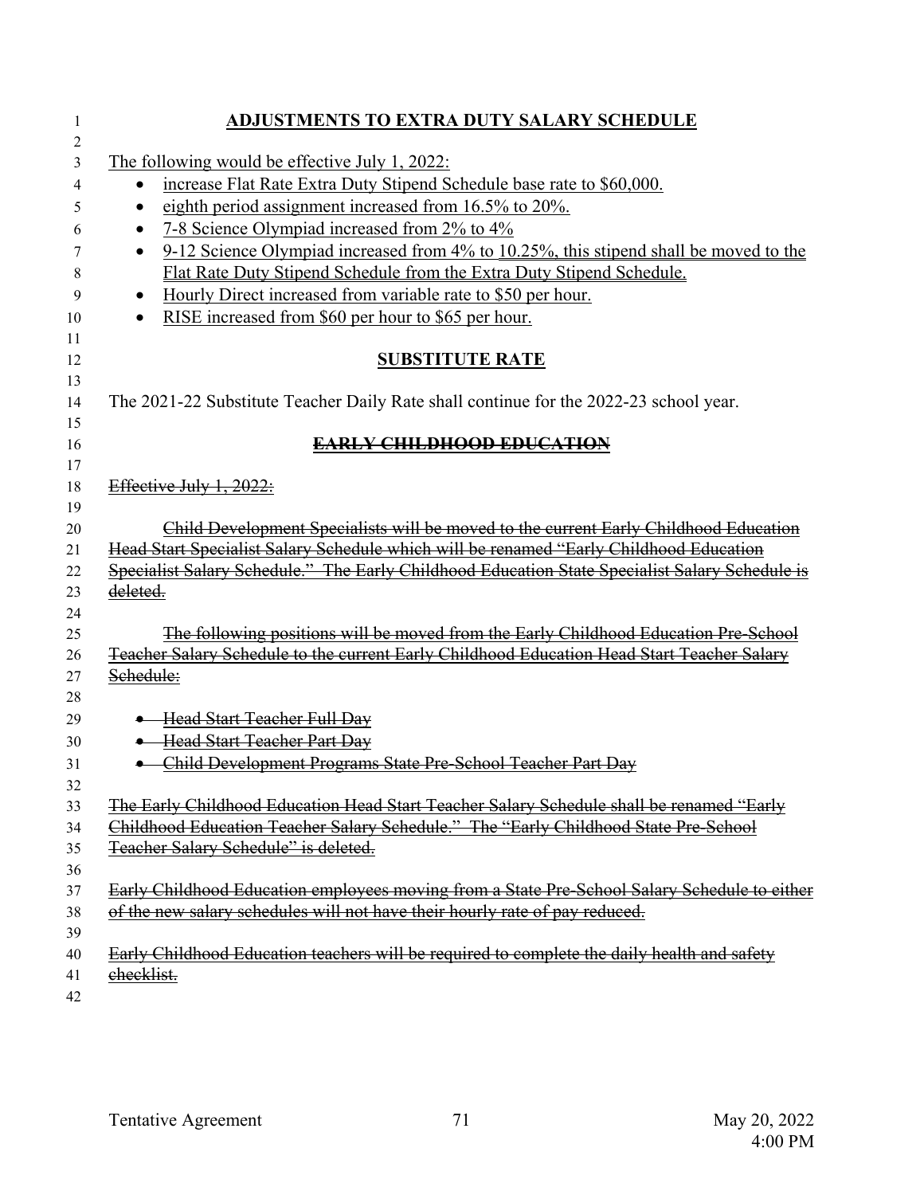## ADJUSTMENTS TO EXTRA DUTY SALARY SCHEDULE

The following would be effective July 1, 2022:

- increase Flat Rate Extra Duty Stipend Schedule base rate to $60,000.
- eighth period assignment increased from 16.5% to 20%.
- 7-8 Science Olympiad increased from 2% to 4%
- 9-12 Science Olympiad increased from 4% to 10.25%, this stipend shall be moved to the Flat Rate Duty Stipend Schedule from the Extra Duty Stipend Schedule.
- Hourly Direct increased from variable rate to $50 per hour.
- RISE increased from $60 per hour to $65 per hour.

## SUBSTITUTE RATE

The 2021-22 Substitute Teacher Daily Rate shall continue for the 2022-23 school year.

## ~~EARLY CHILDHOOD EDUCATION~~

~~Effective July 1, 2022:~~

~~Child Development Specialists will be moved to the current Early Childhood Education Head Start Specialist Salary Schedule which will be renamed "Early Childhood Education Specialist Salary Schedule." The Early Childhood Education State Specialist Salary Schedule is deleted.~~

~~The following positions will be moved from the Early Childhood Education Pre-School Teacher Salary Schedule to the current Early Childhood Education Head Start Teacher Salary Schedule:~~

- ~~Head Start Teacher Full Day~~
- ~~Head Start Teacher Part Day~~
- ~~Child Development Programs State Pre-School Teacher Part Day~~

~~The Early Childhood Education Head Start Teacher Salary Schedule shall be renamed "Early Childhood Education Teacher Salary Schedule." The "Early Childhood State Pre-School Teacher Salary Schedule" is deleted.~~

~~Early Childhood Education employees moving from a State Pre-School Salary Schedule to either of the new salary schedules will not have their hourly rate of pay reduced.~~

~~Early Childhood Education teachers will be required to complete the daily health and safety checklist.~~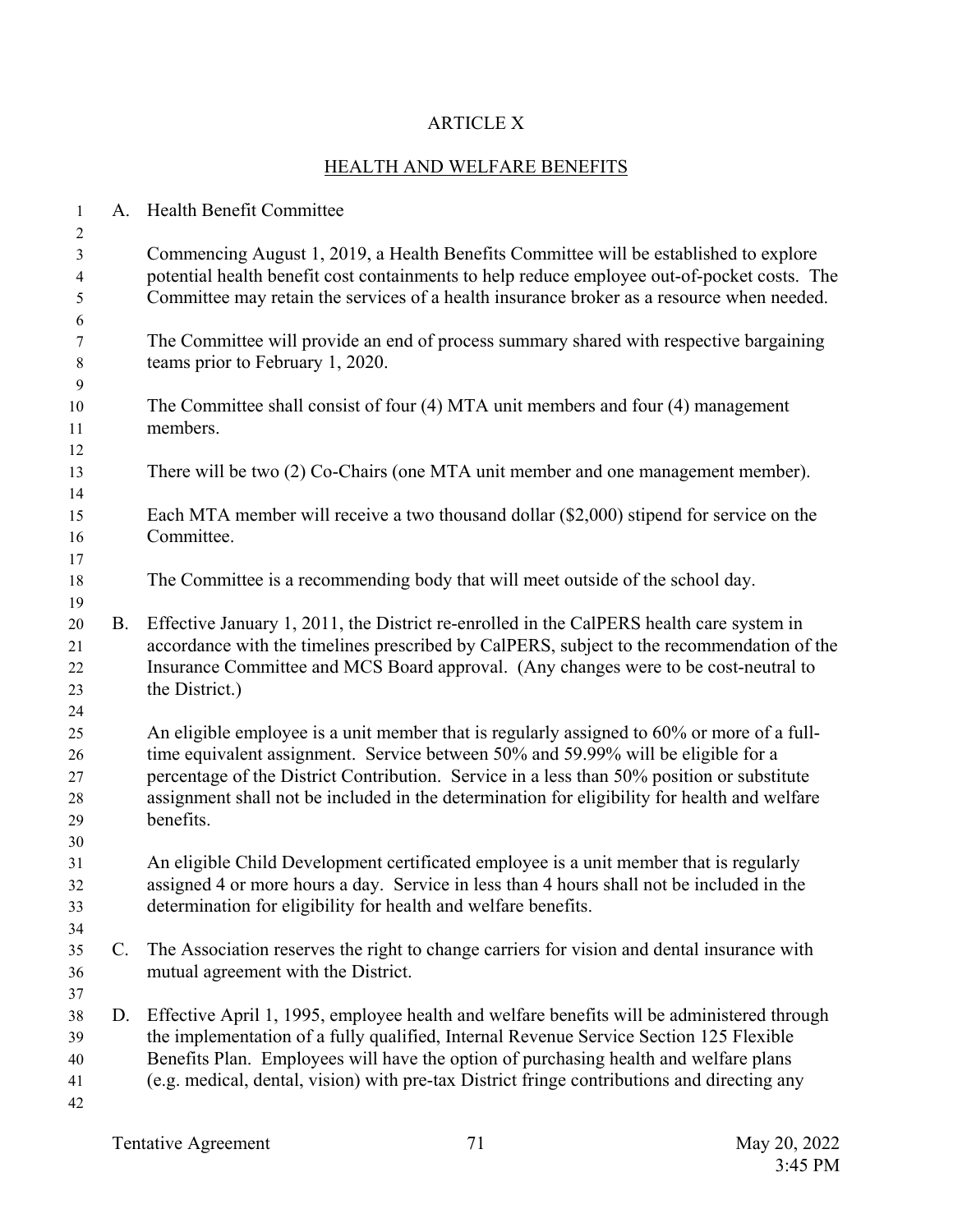# ARTICLE X

## HEALTH AND WELFARE BENEFITS

A. Health Benefit Committee

Commencing August 1, 2019, a Health Benefits Committee will be established to explore potential health benefit cost containments to help reduce employee out-of-pocket costs. The Committee may retain the services of a health insurance broker as a resource when needed.

The Committee will provide an end of process summary shared with respective bargaining teams prior to February 1, 2020.

The Committee shall consist of four (4) MTA unit members and four (4) management members.

There will be two (2) Co-Chairs (one MTA unit member and one management member).

Each MTA member will receive a two thousand dollar ($2,000) stipend for service on the Committee.

The Committee is a recommending body that will meet outside of the school day.

B. Effective January 1, 2011, the District re-enrolled in the CalPERS health care system in accordance with the timelines prescribed by CalPERS, subject to the recommendation of the Insurance Committee and MCS Board approval. (Any changes were to be cost-neutral to the District.)

An eligible employee is a unit member that is regularly assigned to 60% or more of a full-time equivalent assignment. Service between 50% and 59.99% will be eligible for a percentage of the District Contribution. Service in a less than 50% position or substitute assignment shall not be included in the determination for eligibility for health and welfare benefits.

An eligible Child Development certificated employee is a unit member that is regularly assigned 4 or more hours a day. Service in less than 4 hours shall not be included in the determination for eligibility for health and welfare benefits.

C. The Association reserves the right to change carriers for vision and dental insurance with mutual agreement with the District.

D. Effective April 1, 1995, employee health and welfare benefits will be administered through the implementation of a fully qualified, Internal Revenue Service Section 125 Flexible Benefits Plan. Employees will have the option of purchasing health and welfare plans (e.g. medical, dental, vision) with pre-tax District fringe contributions and directing any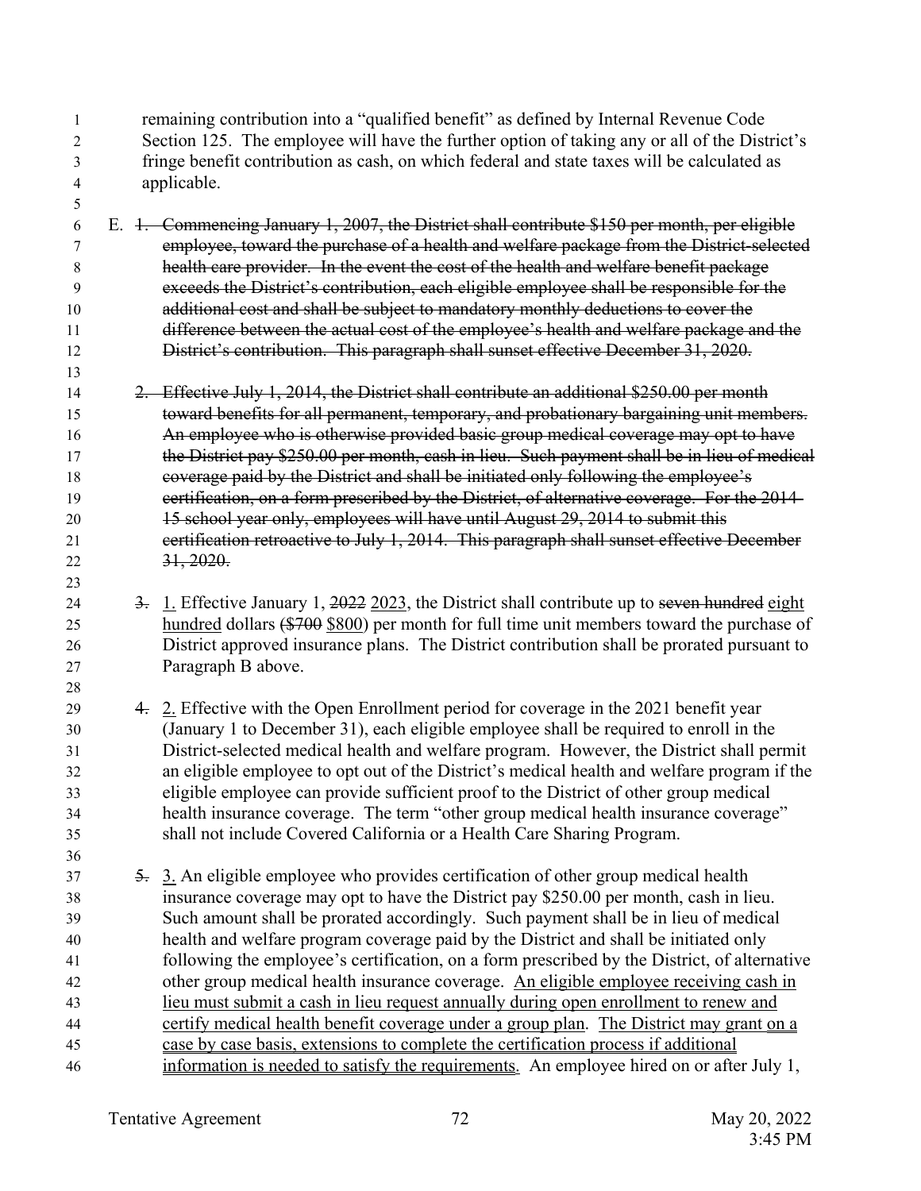remaining contribution into a "qualified benefit" as defined by Internal Revenue Code Section 125. The employee will have the further option of taking any or all of the District's fringe benefit contribution as cash, on which federal and state taxes will be calculated as applicable.

E. ~~1. Commencing January 1, 2007, the District shall contribute $150 per month, per eligible employee, toward the purchase of a health and welfare package from the District-selected health care provider. In the event the cost of the health and welfare benefit package exceeds the District's contribution, each eligible employee shall be responsible for the additional cost and shall be subject to mandatory monthly deductions to cover the difference between the actual cost of the employee's health and welfare package and the District's contribution. This paragraph shall sunset effective December 31, 2020.~~

~~2. Effective July 1, 2014, the District shall contribute an additional $250.00 per month toward benefits for all permanent, temporary, and probationary bargaining unit members. An employee who is otherwise provided basic group medical coverage may opt to have the District pay $250.00 per month, cash in lieu. Such payment shall be in lieu of medical coverage paid by the District and shall be initiated only following the employee's certification, on a form prescribed by the District, of alternative coverage. For the 2014-15 school year only, employees will have until August 29, 2014 to submit this certification retroactive to July 1, 2014. This paragraph shall sunset effective December 31, 2020.~~

~~3.~~ <u>1.</u> Effective January 1, ~~2022~~ <u>2023</u>, the District shall contribute up to ~~seven hundred~~ <u>eight hundred</u> dollars (~~$700~~ <u>$800</u>) per month for full time unit members toward the purchase of District approved insurance plans. The District contribution shall be prorated pursuant to Paragraph B above.

~~4.~~ <u>2.</u> Effective with the Open Enrollment period for coverage in the 2021 benefit year (January 1 to December 31), each eligible employee shall be required to enroll in the District-selected medical health and welfare program. However, the District shall permit an eligible employee to opt out of the District's medical health and welfare program if the eligible employee can provide sufficient proof to the District of other group medical health insurance coverage. The term "other group medical health insurance coverage" shall not include Covered California or a Health Care Sharing Program.

~~5.~~ <u>3.</u> An eligible employee who provides certification of other group medical health insurance coverage may opt to have the District pay $250.00 per month, cash in lieu. Such amount shall be prorated accordingly. Such payment shall be in lieu of medical health and welfare program coverage paid by the District and shall be initiated only following the employee's certification, on a form prescribed by the District, of alternative other group medical health insurance coverage. <u>An eligible employee receiving cash in lieu must submit a cash in lieu request annually during open enrollment to renew and certify medical health benefit coverage under a group plan</u>. The District may grant <u>on a case by case basis, extensions to complete the certification process if additional information is needed to satisfy the requirements</u>. An employee hired on or after July 1,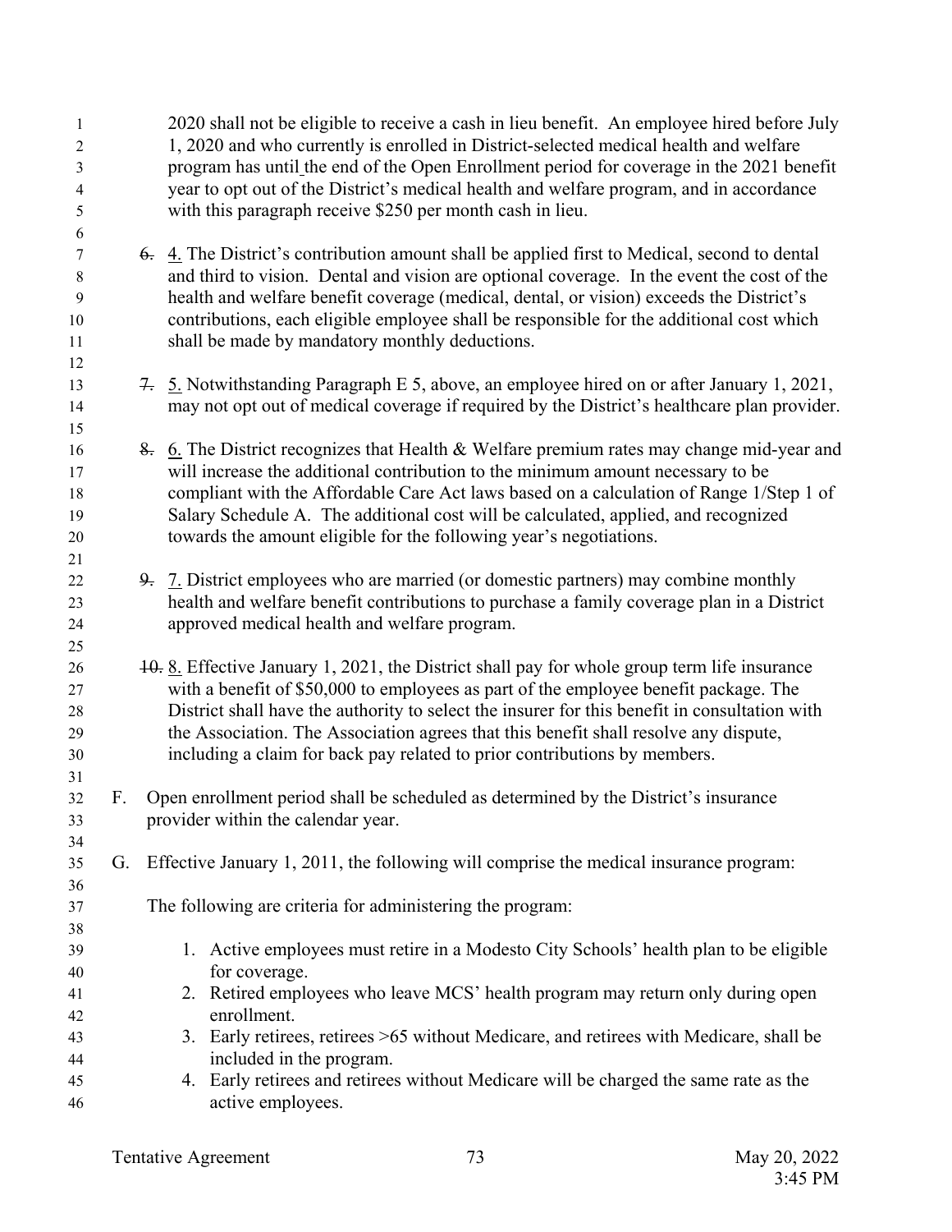2020 shall not be eligible to receive a cash in lieu benefit. An employee hired before July 1, 2020 and who currently is enrolled in District-selected medical health and welfare program has until the end of the Open Enrollment period for coverage in the 2021 benefit year to opt out of the District's medical health and welfare program, and in accordance with this paragraph receive $250 per month cash in lieu.

~~6.~~ 4. The District's contribution amount shall be applied first to Medical, second to dental and third to vision. Dental and vision are optional coverage. In the event the cost of the health and welfare benefit coverage (medical, dental, or vision) exceeds the District's contributions, each eligible employee shall be responsible for the additional cost which shall be made by mandatory monthly deductions.

~~7.~~ 5. Notwithstanding Paragraph E 5, above, an employee hired on or after January 1, 2021, may not opt out of medical coverage if required by the District's healthcare plan provider.

~~8.~~ 6. The District recognizes that Health & Welfare premium rates may change mid-year and will increase the additional contribution to the minimum amount necessary to be compliant with the Affordable Care Act laws based on a calculation of Range 1/Step 1 of Salary Schedule A. The additional cost will be calculated, applied, and recognized towards the amount eligible for the following year's negotiations.

~~9.~~ 7. District employees who are married (or domestic partners) may combine monthly health and welfare benefit contributions to purchase a family coverage plan in a District approved medical health and welfare program.

~~10.~~ 8. Effective January 1, 2021, the District shall pay for whole group term life insurance with a benefit of $50,000 to employees as part of the employee benefit package. The District shall have the authority to select the insurer for this benefit in consultation with the Association. The Association agrees that this benefit shall resolve any dispute, including a claim for back pay related to prior contributions by members.

F. Open enrollment period shall be scheduled as determined by the District's insurance provider within the calendar year.

G. Effective January 1, 2011, the following will comprise the medical insurance program:

The following are criteria for administering the program:

1. Active employees must retire in a Modesto City Schools' health plan to be eligible for coverage.
2. Retired employees who leave MCS' health program may return only during open enrollment.
3. Early retirees, retirees >65 without Medicare, and retirees with Medicare, shall be included in the program.
4. Early retirees and retirees without Medicare will be charged the same rate as the active employees.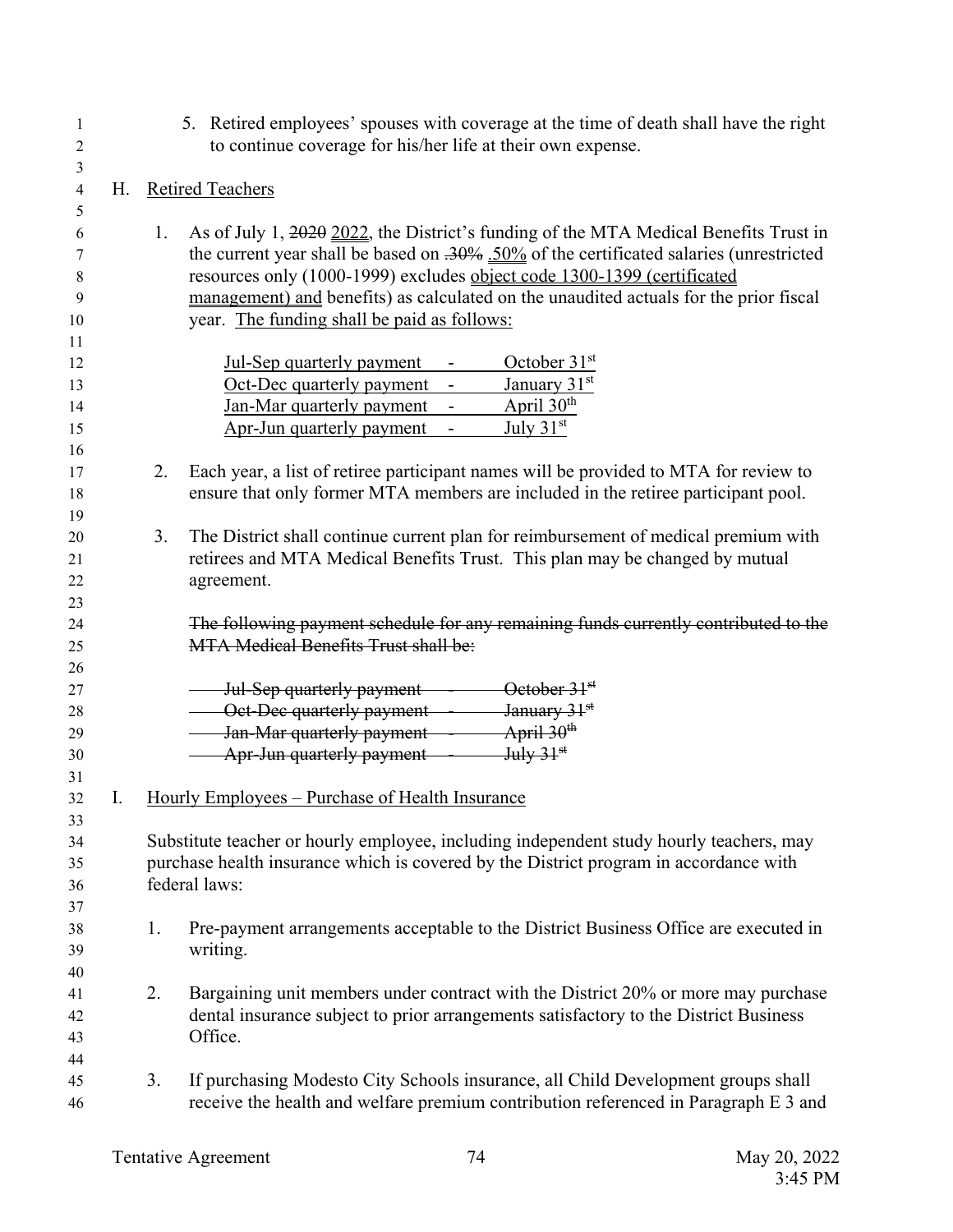5. Retired employees' spouses with coverage at the time of death shall have the right to continue coverage for his/her life at their own expense.

H. Retired Teachers

1. As of July 1, ~~2020~~ 2022, the District's funding of the MTA Medical Benefits Trust in the current year shall be based on ~~.30%~~ .50% of the certificated salaries (unrestricted resources only (1000-1999) excludes object code 1300-1399 (certificated management) and benefits) as calculated on the unaudited actuals for the prior fiscal year. The funding shall be paid as follows:

   Jul-Sep quarterly payment - October 31st
   Oct-Dec quarterly payment - January 31st
   Jan-Mar quarterly payment - April 30th
   Apr-Jun quarterly payment - July 31st

2. Each year, a list of retiree participant names will be provided to MTA for review to ensure that only former MTA members are included in the retiree participant pool.

3. The District shall continue current plan for reimbursement of medical premium with retirees and MTA Medical Benefits Trust. This plan may be changed by mutual agreement.

   ~~The following payment schedule for any remaining funds currently contributed to the MTA Medical Benefits Trust shall be:~~

   ~~Jul-Sep quarterly payment - October 31st~~
   ~~Oct-Dec quarterly payment - January 31st~~
   ~~Jan-Mar quarterly payment - April 30th~~
   ~~Apr-Jun quarterly payment - July 31st~~

I. Hourly Employees – Purchase of Health Insurance

Substitute teacher or hourly employee, including independent study hourly teachers, may purchase health insurance which is covered by the District program in accordance with federal laws:

1. Pre-payment arrangements acceptable to the District Business Office are executed in writing.

2. Bargaining unit members under contract with the District 20% or more may purchase dental insurance subject to prior arrangements satisfactory to the District Business Office.

3. If purchasing Modesto City Schools insurance, all Child Development groups shall receive the health and welfare premium contribution referenced in Paragraph E 3 and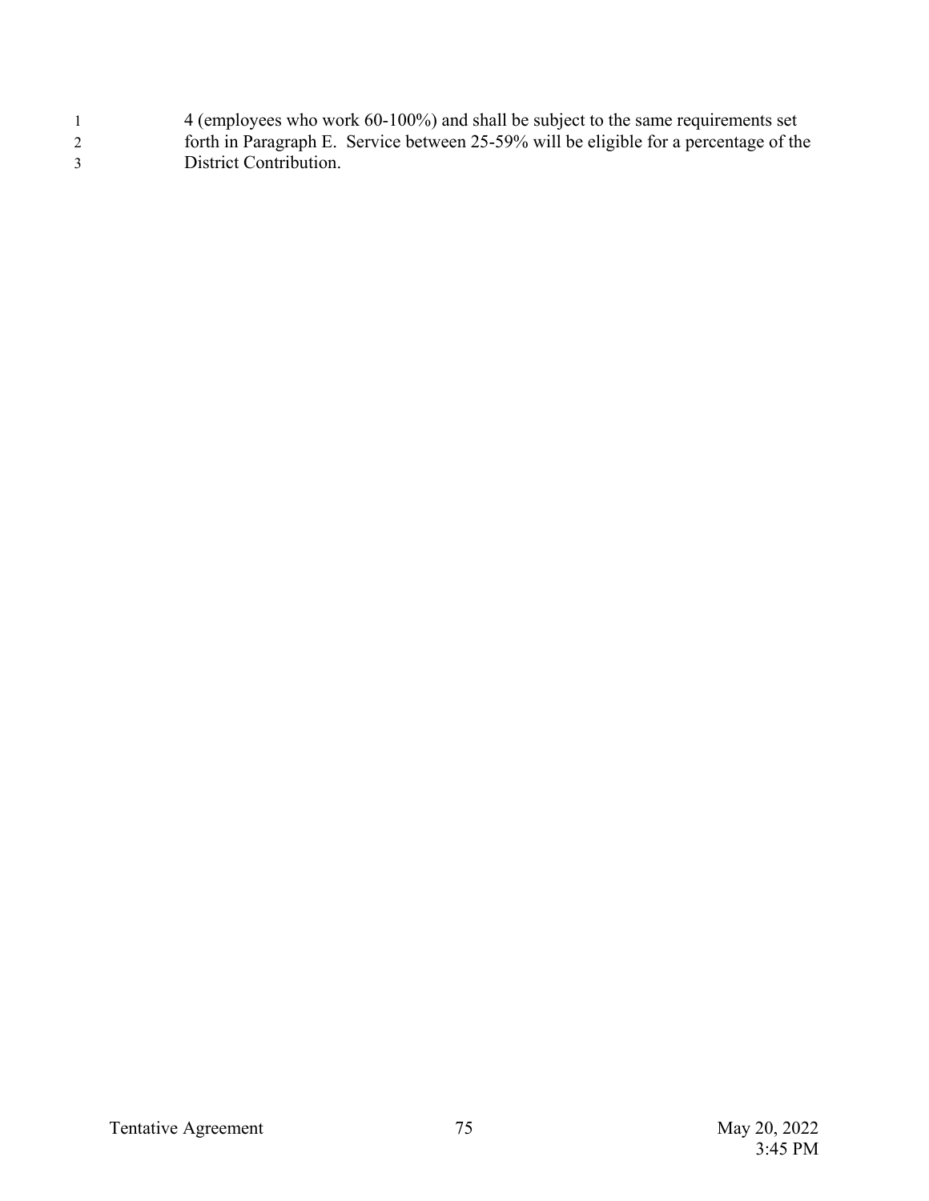4 (employees who work 60-100%) and shall be subject to the same requirements set forth in Paragraph E. Service between 25-59% will be eligible for a percentage of the District Contribution.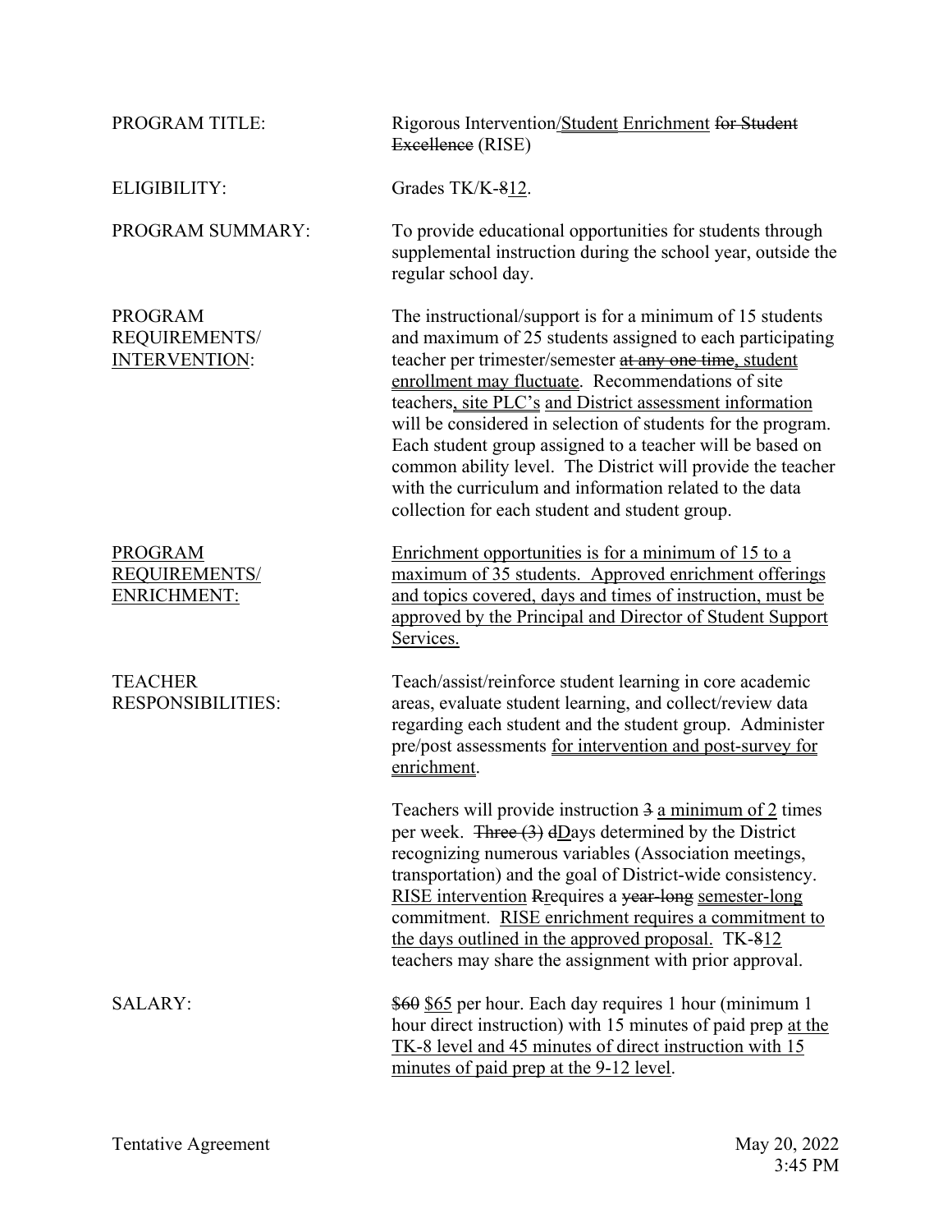**PROGRAM TITLE:**

Rigorous Intervention<u>/Student</u> Enrichment ~~for Student Excellence~~ (RISE)

**ELIGIBILITY:**

Grades TK/K-~~8~~<u>12</u>.

**PROGRAM SUMMARY:**

To provide educational opportunities for students through supplemental instruction during the school year, outside the regular school day.

**PROGRAM REQUIREMENTS/ <u>INTERVENTION</u>:**

The instructional/support is for a minimum of 15 students and maximum of 25 students assigned to each participating teacher per trimester/semester ~~at any one time~~<u>, student enrollment may fluctuate</u>. Recommendations of site teachers<u>, site PLC's</u> <u>and District assessment information</u> will be considered in selection of students for the program. Each student group assigned to a teacher will be based on common ability level. The District will provide the teacher with the curriculum and information related to the data collection for each student and student group.

**<u>PROGRAM REQUIREMENTS/ ENRICHMENT:</u>**

<u>Enrichment opportunities is for a minimum of 15 to a maximum of 35 students. Approved enrichment offerings and topics covered, days and times of instruction, must be approved by the Principal and Director of Student Support Services.</u>

**TEACHER RESPONSIBILITIES:**

Teach/assist/reinforce student learning in core academic areas, evaluate student learning, and collect/review data regarding each student and the student group. Administer pre/post assessments <u>for intervention and post-survey for enrichment</u>.

Teachers will provide instruction ~~3~~ <u>a minimum of 2</u> times per week. ~~Three (3)~~ ~~d~~<u>D</u>ays determined by the District recognizing numerous variables (Association meetings, transportation) and the goal of District-wide consistency. <u>RISE intervention</u> ~~R~~<u>r</u>equires a ~~year-long~~ <u>semester-long</u> commitment. <u>RISE enrichment requires a commitment to the days outlined in the approved proposal.</u> TK-~~8~~<u>12</u> teachers may share the assignment with prior approval.

**SALARY:**

~~$60~~ <u>$65</u> per hour. Each day requires 1 hour (minimum 1 hour direct instruction) with 15 minutes of paid prep <u>at the TK-8 level and 45 minutes of direct instruction with 15 minutes of paid prep at the 9-12 level</u>.